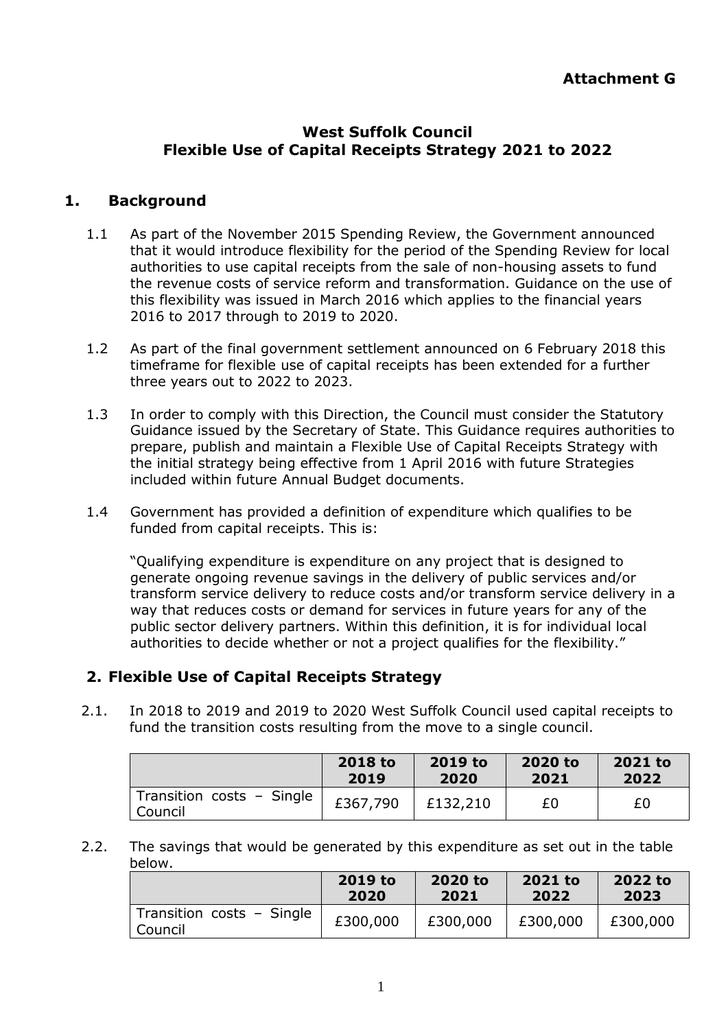**Attachment G**

# West Suffolk Council
# Flexible Use of Capital Receipts Strategy 2021 to 2022

## 1. Background

1.1 As part of the November 2015 Spending Review, the Government announced that it would introduce flexibility for the period of the Spending Review for local authorities to use capital receipts from the sale of non-housing assets to fund the revenue costs of service reform and transformation. Guidance on the use of this flexibility was issued in March 2016 which applies to the financial years 2016 to 2017 through to 2019 to 2020.

1.2 As part of the final government settlement announced on 6 February 2018 this timeframe for flexible use of capital receipts has been extended for a further three years out to 2022 to 2023.

1.3 In order to comply with this Direction, the Council must consider the Statutory Guidance issued by the Secretary of State. This Guidance requires authorities to prepare, publish and maintain a Flexible Use of Capital Receipts Strategy with the initial strategy being effective from 1 April 2016 with future Strategies included within future Annual Budget documents.

1.4 Government has provided a definition of expenditure which qualifies to be funded from capital receipts. This is:

"Qualifying expenditure is expenditure on any project that is designed to generate ongoing revenue savings in the delivery of public services and/or transform service delivery to reduce costs and/or transform service delivery in a way that reduces costs or demand for services in future years for any of the public sector delivery partners. Within this definition, it is for individual local authorities to decide whether or not a project qualifies for the flexibility."

## 2. Flexible Use of Capital Receipts Strategy

2.1. In 2018 to 2019 and 2019 to 2020 West Suffolk Council used capital receipts to fund the transition costs resulting from the move to a single council.

| | 2018 to 2019 | 2019 to 2020 | 2020 to 2021 | 2021 to 2022 |
|---|---|---|---|---|
| Transition costs – Single Council | £367,790 | £132,210 | £0 | £0 |

2.2. The savings that would be generated by this expenditure as set out in the table below.

| | 2019 to 2020 | 2020 to 2021 | 2021 to 2022 | 2022 to 2023 |
|---|---|---|---|---|
| Transition costs – Single Council | £300,000 | £300,000 | £300,000 | £300,000 |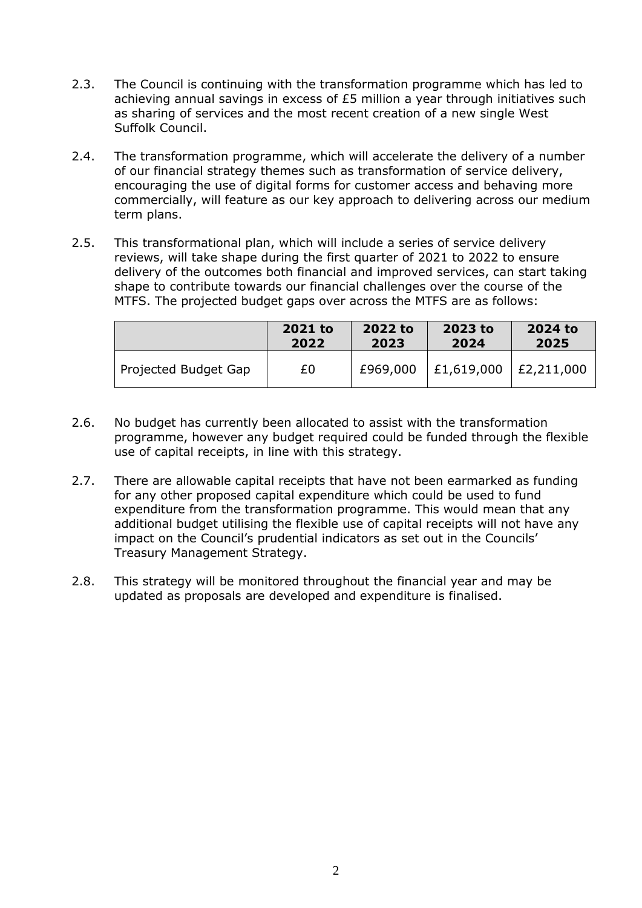2.3. The Council is continuing with the transformation programme which has led to achieving annual savings in excess of £5 million a year through initiatives such as sharing of services and the most recent creation of a new single West Suffolk Council.

2.4. The transformation programme, which will accelerate the delivery of a number of our financial strategy themes such as transformation of service delivery, encouraging the use of digital forms for customer access and behaving more commercially, will feature as our key approach to delivering across our medium term plans.

2.5. This transformational plan, which will include a series of service delivery reviews, will take shape during the first quarter of 2021 to 2022 to ensure delivery of the outcomes both financial and improved services, can start taking shape to contribute towards our financial challenges over the course of the MTFS. The projected budget gaps over across the MTFS are as follows:

| | 2021 to 2022 | 2022 to 2023 | 2023 to 2024 | 2024 to 2025 |
|---|---|---|---|---|
| Projected Budget Gap | £0 | £969,000 | £1,619,000 | £2,211,000 |

2.6. No budget has currently been allocated to assist with the transformation programme, however any budget required could be funded through the flexible use of capital receipts, in line with this strategy.

2.7. There are allowable capital receipts that have not been earmarked as funding for any other proposed capital expenditure which could be used to fund expenditure from the transformation programme. This would mean that any additional budget utilising the flexible use of capital receipts will not have any impact on the Council's prudential indicators as set out in the Councils' Treasury Management Strategy.

2.8. This strategy will be monitored throughout the financial year and may be updated as proposals are developed and expenditure is finalised.